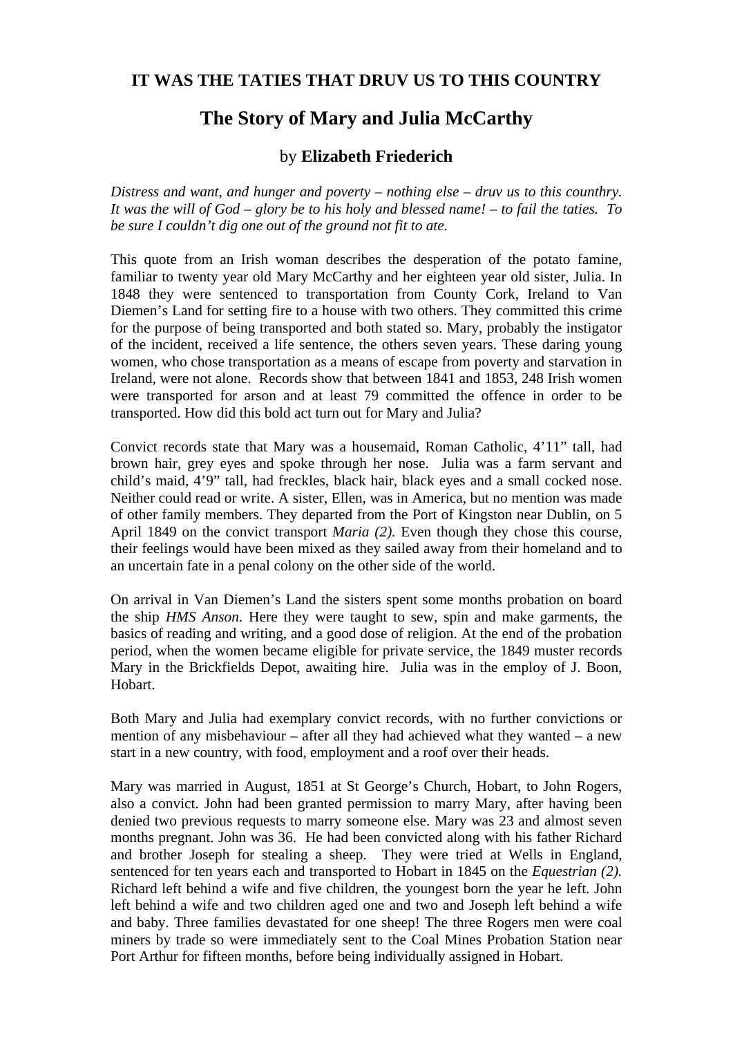**IT WAS THE TATIES THAT DRUV US TO THIS COUNTRY**

# The Story of Mary and Julia McCarthy

by **Elizabeth Friederich**

*Distress and want, and hunger and poverty – nothing else – druv us to this counthry. It was the will of God – glory be to his holy and blessed name! – to fail the taties. To be sure I couldn't dig one out of the ground not fit to ate.*

This quote from an Irish woman describes the desperation of the potato famine, familiar to twenty year old Mary McCarthy and her eighteen year old sister, Julia. In 1848 they were sentenced to transportation from County Cork, Ireland to Van Diemen's Land for setting fire to a house with two others. They committed this crime for the purpose of being transported and both stated so. Mary, probably the instigator of the incident, received a life sentence, the others seven years. These daring young women, who chose transportation as a means of escape from poverty and starvation in Ireland, were not alone. Records show that between 1841 and 1853, 248 Irish women were transported for arson and at least 79 committed the offence in order to be transported. How did this bold act turn out for Mary and Julia?

Convict records state that Mary was a housemaid, Roman Catholic, 4'11" tall, had brown hair, grey eyes and spoke through her nose. Julia was a farm servant and child's maid, 4'9" tall, had freckles, black hair, black eyes and a small cocked nose. Neither could read or write. A sister, Ellen, was in America, but no mention was made of other family members. They departed from the Port of Kingston near Dublin, on 5 April 1849 on the convict transport *Maria (2).* Even though they chose this course, their feelings would have been mixed as they sailed away from their homeland and to an uncertain fate in a penal colony on the other side of the world.

On arrival in Van Diemen's Land the sisters spent some months probation on board the ship *HMS Anson*. Here they were taught to sew, spin and make garments, the basics of reading and writing, and a good dose of religion. At the end of the probation period, when the women became eligible for private service, the 1849 muster records Mary in the Brickfields Depot, awaiting hire. Julia was in the employ of J. Boon, Hobart.

Both Mary and Julia had exemplary convict records, with no further convictions or mention of any misbehaviour – after all they had achieved what they wanted – a new start in a new country, with food, employment and a roof over their heads.

Mary was married in August, 1851 at St George's Church, Hobart, to John Rogers, also a convict. John had been granted permission to marry Mary, after having been denied two previous requests to marry someone else. Mary was 23 and almost seven months pregnant. John was 36. He had been convicted along with his father Richard and brother Joseph for stealing a sheep. They were tried at Wells in England, sentenced for ten years each and transported to Hobart in 1845 on the *Equestrian (2).* Richard left behind a wife and five children, the youngest born the year he left. John left behind a wife and two children aged one and two and Joseph left behind a wife and baby. Three families devastated for one sheep! The three Rogers men were coal miners by trade so were immediately sent to the Coal Mines Probation Station near Port Arthur for fifteen months, before being individually assigned in Hobart.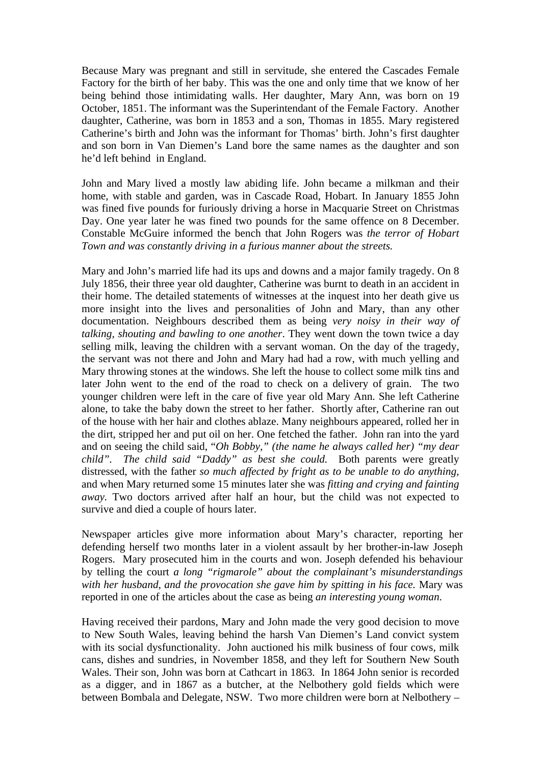Because Mary was pregnant and still in servitude, she entered the Cascades Female Factory for the birth of her baby. This was the one and only time that we know of her being behind those intimidating walls. Her daughter, Mary Ann, was born on 19 October, 1851. The informant was the Superintendant of the Female Factory. Another daughter, Catherine, was born in 1853 and a son, Thomas in 1855. Mary registered Catherine's birth and John was the informant for Thomas' birth. John's first daughter and son born in Van Diemen's Land bore the same names as the daughter and son he'd left behind in England.

John and Mary lived a mostly law abiding life. John became a milkman and their home, with stable and garden, was in Cascade Road, Hobart. In January 1855 John was fined five pounds for furiously driving a horse in Macquarie Street on Christmas Day. One year later he was fined two pounds for the same offence on 8 December. Constable McGuire informed the bench that John Rogers was *the terror of Hobart Town and was constantly driving in a furious manner about the streets.*

Mary and John's married life had its ups and downs and a major family tragedy. On 8 July 1856, their three year old daughter, Catherine was burnt to death in an accident in their home. The detailed statements of witnesses at the inquest into her death give us more insight into the lives and personalities of John and Mary, than any other documentation. Neighbours described them as being *very noisy in their way of talking, shouting and bawling to one another*. They went down the town twice a day selling milk, leaving the children with a servant woman. On the day of the tragedy, the servant was not there and John and Mary had had a row, with much yelling and Mary throwing stones at the windows. She left the house to collect some milk tins and later John went to the end of the road to check on a delivery of grain. The two younger children were left in the care of five year old Mary Ann. She left Catherine alone, to take the baby down the street to her father. Shortly after, Catherine ran out of the house with her hair and clothes ablaze. Many neighbours appeared, rolled her in the dirt, stripped her and put oil on her. One fetched the father. John ran into the yard and on seeing the child said, "*Oh Bobby," (the name he always called her) "my dear child". The child said "Daddy" as best she could.* Both parents were greatly distressed, with the father *so much affected by fright as to be unable to do anything,* and when Mary returned some 15 minutes later she was *fitting and crying and fainting away.* Two doctors arrived after half an hour, but the child was not expected to survive and died a couple of hours later.

Newspaper articles give more information about Mary's character, reporting her defending herself two months later in a violent assault by her brother-in-law Joseph Rogers. Mary prosecuted him in the courts and won. Joseph defended his behaviour by telling the court *a long "rigmarole" about the complainant's misunderstandings with her husband, and the provocation she gave him by spitting in his face.* Mary was reported in one of the articles about the case as being *an interesting young woman*.

Having received their pardons, Mary and John made the very good decision to move to New South Wales, leaving behind the harsh Van Diemen's Land convict system with its social dysfunctionality. John auctioned his milk business of four cows, milk cans, dishes and sundries, in November 1858, and they left for Southern New South Wales. Their son, John was born at Cathcart in 1863. In 1864 John senior is recorded as a digger, and in 1867 as a butcher, at the Nelbothery gold fields which were between Bombala and Delegate, NSW. Two more children were born at Nelbothery –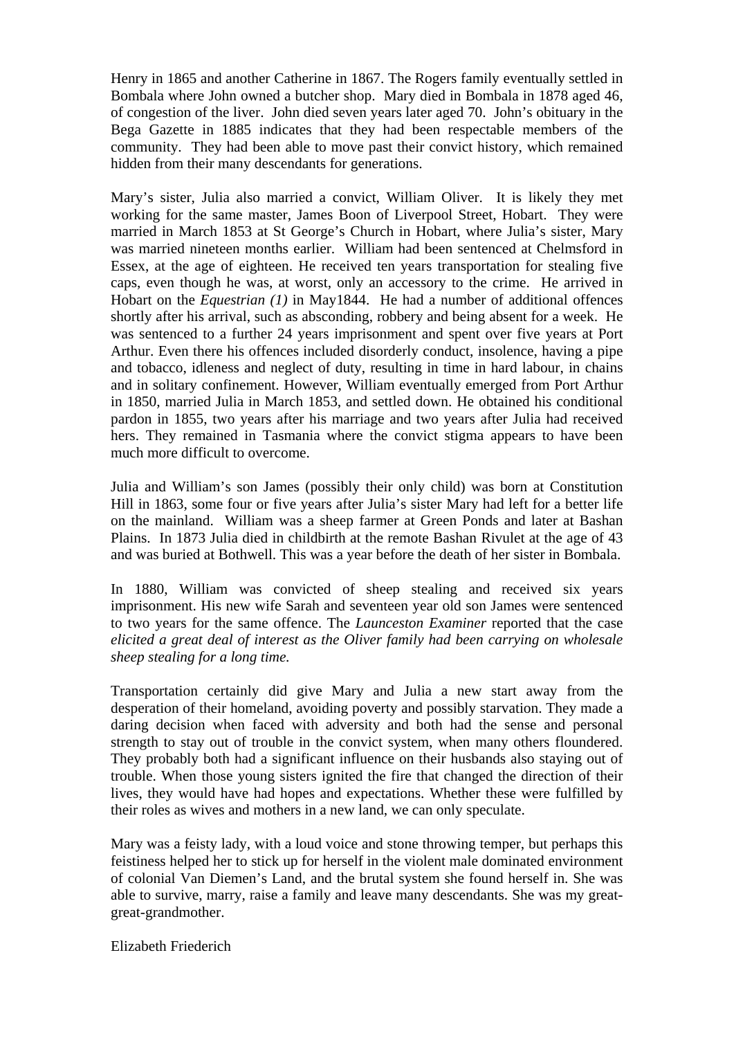Henry in 1865 and another Catherine in 1867. The Rogers family eventually settled in Bombala where John owned a butcher shop. Mary died in Bombala in 1878 aged 46, of congestion of the liver. John died seven years later aged 70. John's obituary in the Bega Gazette in 1885 indicates that they had been respectable members of the community. They had been able to move past their convict history, which remained hidden from their many descendants for generations.

Mary's sister, Julia also married a convict, William Oliver. It is likely they met working for the same master, James Boon of Liverpool Street, Hobart. They were married in March 1853 at St George's Church in Hobart, where Julia's sister, Mary was married nineteen months earlier. William had been sentenced at Chelmsford in Essex, at the age of eighteen. He received ten years transportation for stealing five caps, even though he was, at worst, only an accessory to the crime. He arrived in Hobart on the *Equestrian (1)* in May1844. He had a number of additional offences shortly after his arrival, such as absconding, robbery and being absent for a week. He was sentenced to a further 24 years imprisonment and spent over five years at Port Arthur. Even there his offences included disorderly conduct, insolence, having a pipe and tobacco, idleness and neglect of duty, resulting in time in hard labour, in chains and in solitary confinement. However, William eventually emerged from Port Arthur in 1850, married Julia in March 1853, and settled down. He obtained his conditional pardon in 1855, two years after his marriage and two years after Julia had received hers. They remained in Tasmania where the convict stigma appears to have been much more difficult to overcome.

Julia and William's son James (possibly their only child) was born at Constitution Hill in 1863, some four or five years after Julia's sister Mary had left for a better life on the mainland. William was a sheep farmer at Green Ponds and later at Bashan Plains. In 1873 Julia died in childbirth at the remote Bashan Rivulet at the age of 43 and was buried at Bothwell. This was a year before the death of her sister in Bombala.

In 1880, William was convicted of sheep stealing and received six years imprisonment. His new wife Sarah and seventeen year old son James were sentenced to two years for the same offence. The *Launceston Examiner* reported that the case *elicited a great deal of interest as the Oliver family had been carrying on wholesale sheep stealing for a long time.*

Transportation certainly did give Mary and Julia a new start away from the desperation of their homeland, avoiding poverty and possibly starvation. They made a daring decision when faced with adversity and both had the sense and personal strength to stay out of trouble in the convict system, when many others floundered. They probably both had a significant influence on their husbands also staying out of trouble. When those young sisters ignited the fire that changed the direction of their lives, they would have had hopes and expectations. Whether these were fulfilled by their roles as wives and mothers in a new land, we can only speculate.

Mary was a feisty lady, with a loud voice and stone throwing temper, but perhaps this feistiness helped her to stick up for herself in the violent male dominated environment of colonial Van Diemen's Land, and the brutal system she found herself in. She was able to survive, marry, raise a family and leave many descendants. She was my great-great-grandmother.

Elizabeth Friederich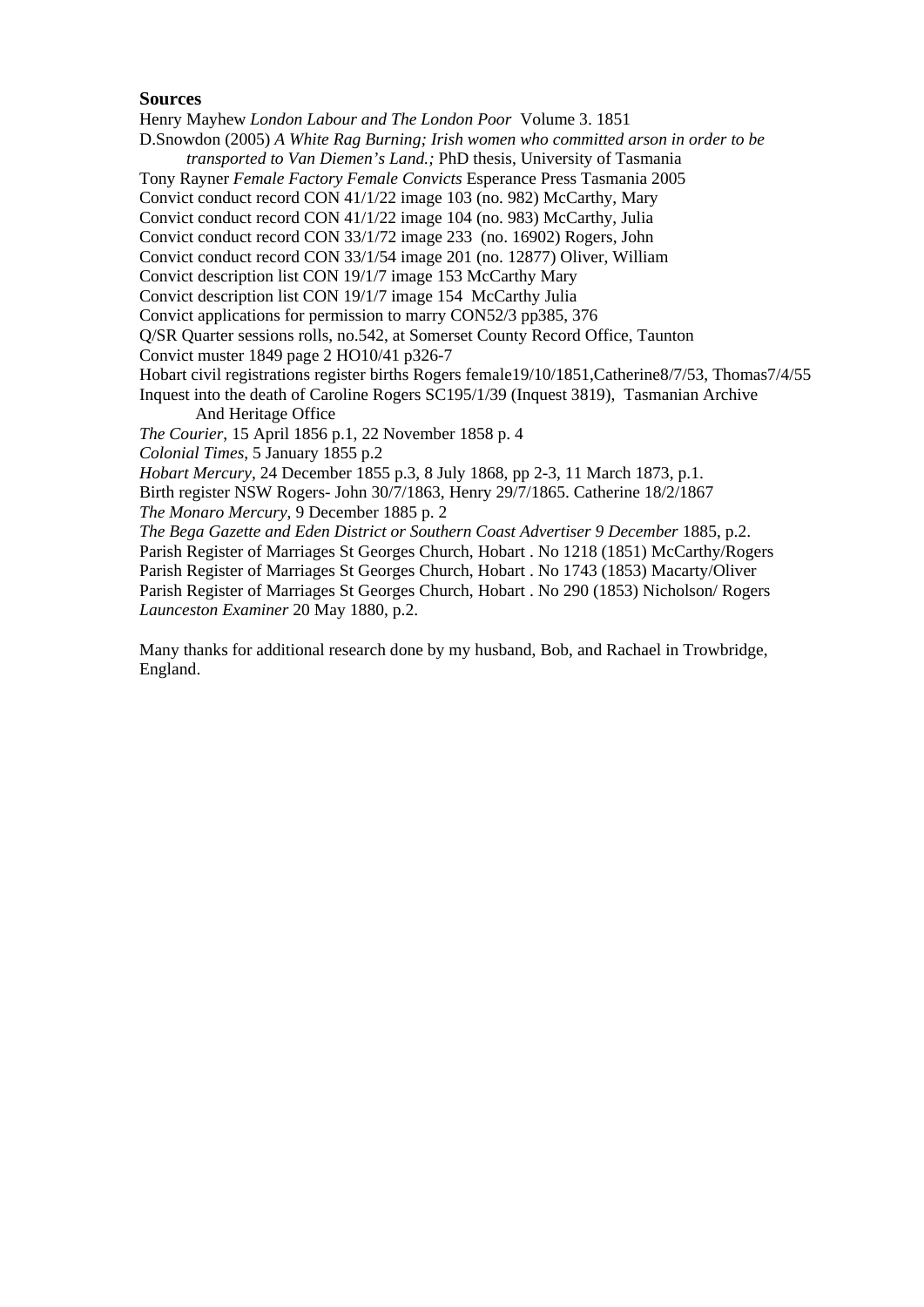## Sources

Henry Mayhew *London Labour and The London Poor* Volume 3. 1851

D.Snowdon (2005) *A White Rag Burning; Irish women who committed arson in order to be transported to Van Diemen's Land.;* PhD thesis, University of Tasmania

Tony Rayner *Female Factory Female Convicts* Esperance Press Tasmania 2005

Convict conduct record CON 41/1/22 image 103 (no. 982) McCarthy, Mary

Convict conduct record CON 41/1/22 image 104 (no. 983) McCarthy, Julia

Convict conduct record CON 33/1/72 image 233 (no. 16902) Rogers, John

Convict conduct record CON 33/1/54 image 201 (no. 12877) Oliver, William

Convict description list CON 19/1/7 image 153 McCarthy Mary

Convict description list CON 19/1/7 image 154 McCarthy Julia

Convict applications for permission to marry CON52/3 pp385, 376

Q/SR Quarter sessions rolls, no.542, at Somerset County Record Office, Taunton

Convict muster 1849 page 2 HO10/41 p326-7

Hobart civil registrations register births Rogers female19/10/1851,Catherine8/7/53, Thomas7/4/55

Inquest into the death of Caroline Rogers SC195/1/39 (Inquest 3819), Tasmanian Archive And Heritage Office

*The Courier*, 15 April 1856 p.1, 22 November 1858 p. 4

*Colonial Times*, 5 January 1855 p.2

*Hobart Mercury*, 24 December 1855 p.3, 8 July 1868, pp 2-3, 11 March 1873, p.1.

Birth register NSW Rogers- John 30/7/1863, Henry 29/7/1865. Catherine 18/2/1867

*The Monaro Mercury*, 9 December 1885 p. 2

*The Bega Gazette and Eden District or Southern Coast Advertiser 9 December* 1885, p.2.

Parish Register of Marriages St Georges Church, Hobart . No 1218 (1851) McCarthy/Rogers

Parish Register of Marriages St Georges Church, Hobart . No 1743 (1853) Macarty/Oliver

Parish Register of Marriages St Georges Church, Hobart . No 290 (1853) Nicholson/ Rogers

*Launceston Examiner* 20 May 1880, p.2.

Many thanks for additional research done by my husband, Bob, and Rachael in Trowbridge, England.